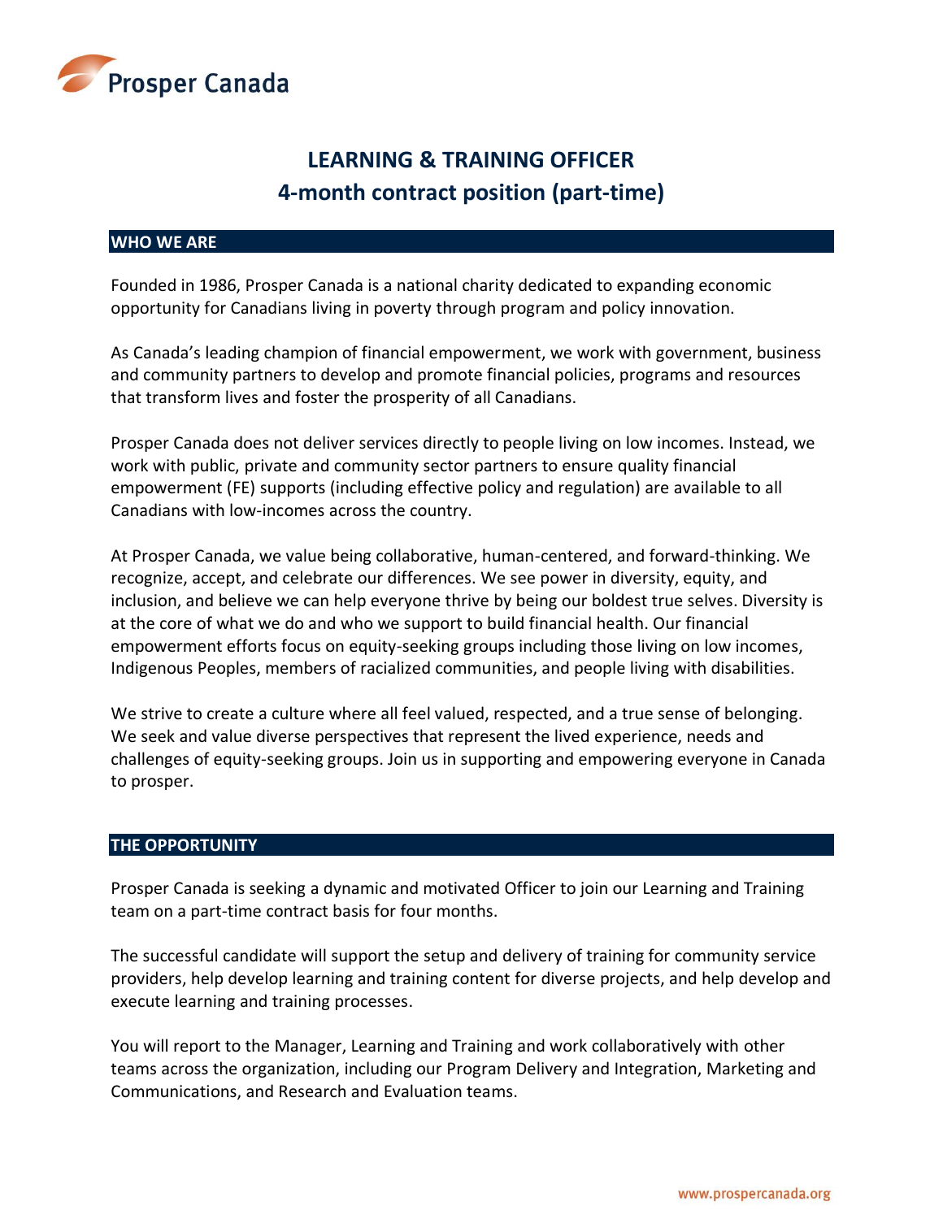Prosper Canada

# LEARNING & TRAINING OFFICER
## 4-month contract position (part-time)

### WHO WE ARE

Founded in 1986, Prosper Canada is a national charity dedicated to expanding economic opportunity for Canadians living in poverty through program and policy innovation.

As Canada's leading champion of financial empowerment, we work with government, business and community partners to develop and promote financial policies, programs and resources that transform lives and foster the prosperity of all Canadians.

Prosper Canada does not deliver services directly to people living on low incomes. Instead, we work with public, private and community sector partners to ensure quality financial empowerment (FE) supports (including effective policy and regulation) are available to all Canadians with low-incomes across the country.

At Prosper Canada, we value being collaborative, human-centered, and forward-thinking. We recognize, accept, and celebrate our differences. We see power in diversity, equity, and inclusion, and believe we can help everyone thrive by being our boldest true selves. Diversity is at the core of what we do and who we support to build financial health. Our financial empowerment efforts focus on equity-seeking groups including those living on low incomes, Indigenous Peoples, members of racialized communities, and people living with disabilities.

We strive to create a culture where all feel valued, respected, and a true sense of belonging. We seek and value diverse perspectives that represent the lived experience, needs and challenges of equity-seeking groups. Join us in supporting and empowering everyone in Canada to prosper.

### THE OPPORTUNITY

Prosper Canada is seeking a dynamic and motivated Officer to join our Learning and Training team on a part-time contract basis for four months.

The successful candidate will support the setup and delivery of training for community service providers, help develop learning and training content for diverse projects, and help develop and execute learning and training processes.

You will report to the Manager, Learning and Training and work collaboratively with other teams across the organization, including our Program Delivery and Integration, Marketing and Communications, and Research and Evaluation teams.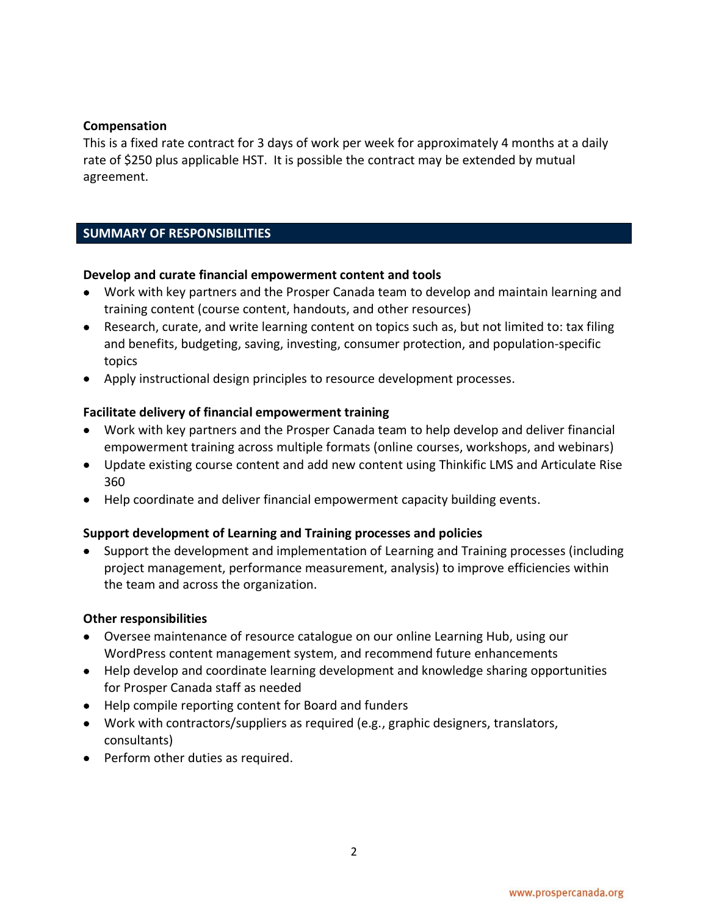**Compensation**

This is a fixed rate contract for 3 days of work per week for approximately 4 months at a daily rate of $250 plus applicable HST. It is possible the contract may be extended by mutual agreement.

## SUMMARY OF RESPONSIBILITIES

**Develop and curate financial empowerment content and tools**

- Work with key partners and the Prosper Canada team to develop and maintain learning and training content (course content, handouts, and other resources)
- Research, curate, and write learning content on topics such as, but not limited to: tax filing and benefits, budgeting, saving, investing, consumer protection, and population-specific topics
- Apply instructional design principles to resource development processes.

**Facilitate delivery of financial empowerment training**

- Work with key partners and the Prosper Canada team to help develop and deliver financial empowerment training across multiple formats (online courses, workshops, and webinars)
- Update existing course content and add new content using Thinkific LMS and Articulate Rise 360
- Help coordinate and deliver financial empowerment capacity building events.

**Support development of Learning and Training processes and policies**

- Support the development and implementation of Learning and Training processes (including project management, performance measurement, analysis) to improve efficiencies within the team and across the organization.

**Other responsibilities**

- Oversee maintenance of resource catalogue on our online Learning Hub, using our WordPress content management system, and recommend future enhancements
- Help develop and coordinate learning development and knowledge sharing opportunities for Prosper Canada staff as needed
- Help compile reporting content for Board and funders
- Work with contractors/suppliers as required (e.g., graphic designers, translators, consultants)
- Perform other duties as required.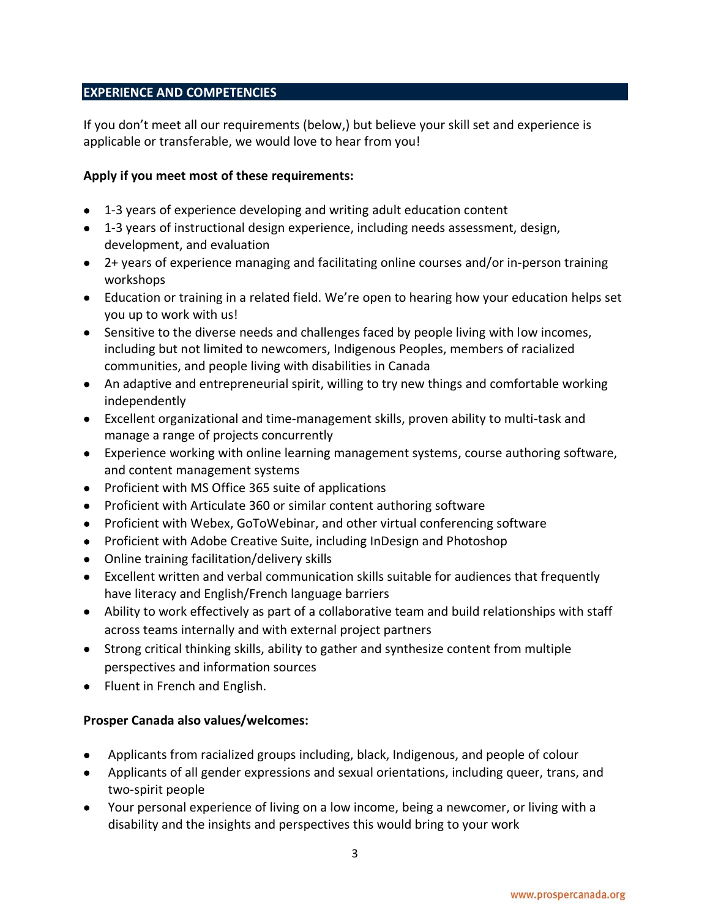## EXPERIENCE AND COMPETENCIES

If you don't meet all our requirements (below,) but believe your skill set and experience is applicable or transferable, we would love to hear from you!

**Apply if you meet most of these requirements:**

- 1-3 years of experience developing and writing adult education content
- 1-3 years of instructional design experience, including needs assessment, design, development, and evaluation
- 2+ years of experience managing and facilitating online courses and/or in-person training workshops
- Education or training in a related field. We're open to hearing how your education helps set you up to work with us!
- Sensitive to the diverse needs and challenges faced by people living with low incomes, including but not limited to newcomers, Indigenous Peoples, members of racialized communities, and people living with disabilities in Canada
- An adaptive and entrepreneurial spirit, willing to try new things and comfortable working independently
- Excellent organizational and time-management skills, proven ability to multi-task and manage a range of projects concurrently
- Experience working with online learning management systems, course authoring software, and content management systems
- Proficient with MS Office 365 suite of applications
- Proficient with Articulate 360 or similar content authoring software
- Proficient with Webex, GoToWebinar, and other virtual conferencing software
- Proficient with Adobe Creative Suite, including InDesign and Photoshop
- Online training facilitation/delivery skills
- Excellent written and verbal communication skills suitable for audiences that frequently have literacy and English/French language barriers
- Ability to work effectively as part of a collaborative team and build relationships with staff across teams internally and with external project partners
- Strong critical thinking skills, ability to gather and synthesize content from multiple perspectives and information sources
- Fluent in French and English.

**Prosper Canada also values/welcomes:**

- Applicants from racialized groups including, black, Indigenous, and people of colour
- Applicants of all gender expressions and sexual orientations, including queer, trans, and two-spirit people
- Your personal experience of living on a low income, being a newcomer, or living with a disability and the insights and perspectives this would bring to your work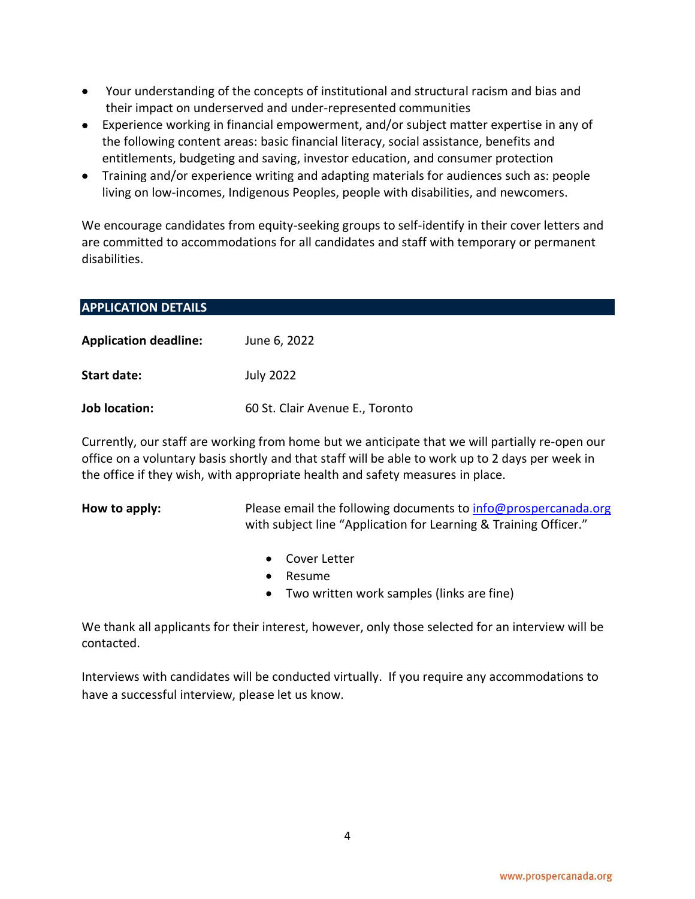- Your understanding of the concepts of institutional and structural racism and bias and their impact on underserved and under-represented communities
- Experience working in financial empowerment, and/or subject matter expertise in any of the following content areas: basic financial literacy, social assistance, benefits and entitlements, budgeting and saving, investor education, and consumer protection
- Training and/or experience writing and adapting materials for audiences such as: people living on low-incomes, Indigenous Peoples, people with disabilities, and newcomers.

We encourage candidates from equity-seeking groups to self-identify in their cover letters and are committed to accommodations for all candidates and staff with temporary or permanent disabilities.

## APPLICATION DETAILS

**Application deadline:** June 6, 2022

**Start date:** July 2022

**Job location:** 60 St. Clair Avenue E., Toronto

Currently, our staff are working from home but we anticipate that we will partially re-open our office on a voluntary basis shortly and that staff will be able to work up to 2 days per week in the office if they wish, with appropriate health and safety measures in place.

**How to apply:** Please email the following documents to info@prospercanada.org with subject line "Application for Learning & Training Officer."

- Cover Letter
- Resume
- Two written work samples (links are fine)

We thank all applicants for their interest, however, only those selected for an interview will be contacted.

Interviews with candidates will be conducted virtually. If you require any accommodations to have a successful interview, please let us know.